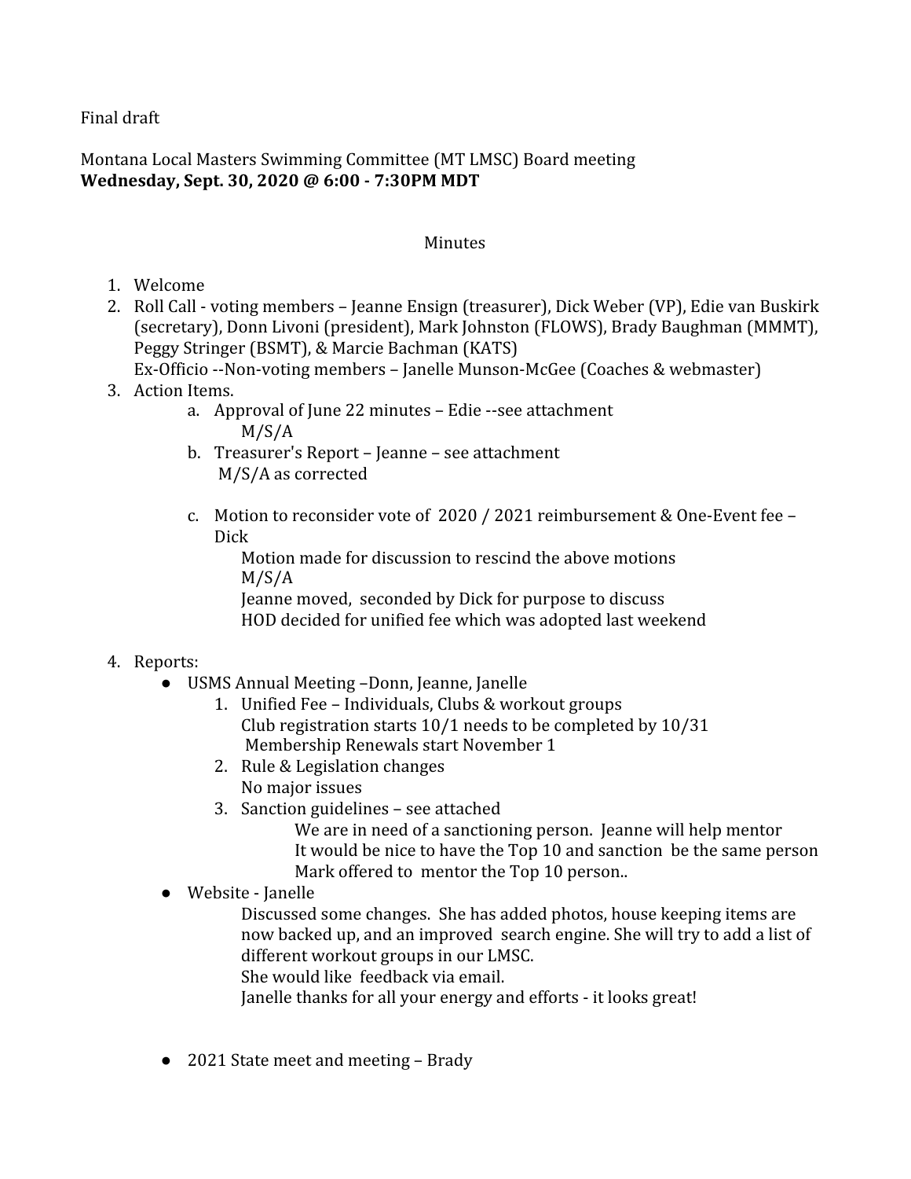Final draft

Montana Local Masters Swimming Committee (MT LMSC) Board meeting
**Wednesday, Sept. 30, 2020 @ 6:00 - 7:30PM MDT**

Minutes

1. Welcome
2. Roll Call - voting members – Jeanne Ensign (treasurer), Dick Weber (VP), Edie van Buskirk (secretary), Donn Livoni (president), Mark Johnston (FLOWS), Brady Baughman (MMMT), Peggy Stringer (BSMT), & Marcie Bachman (KATS)
   Ex-Officio --Non-voting members – Janelle Munson-McGee (Coaches & webmaster)
3. Action Items.
   a. Approval of June 22 minutes – Edie --see attachment
      M/S/A
   b. Treasurer's Report – Jeanne – see attachment
      M/S/A as corrected
   c. Motion to reconsider vote of 2020 / 2021 reimbursement & One-Event fee – Dick
      Motion made for discussion to rescind the above motions
      M/S/A
      Jeanne moved, seconded by Dick for purpose to discuss
      HOD decided for unified fee which was adopted last weekend
4. Reports:
   - USMS Annual Meeting –Donn, Jeanne, Janelle
     1. Unified Fee – Individuals, Clubs & workout groups
        Club registration starts 10/1 needs to be completed by 10/31
        Membership Renewals start November 1
     2. Rule & Legislation changes
        No major issues
     3. Sanction guidelines – see attached
        We are in need of a sanctioning person. Jeanne will help mentor
        It would be nice to have the Top 10 and sanction be the same person
        Mark offered to mentor the Top 10 person..
   - Website - Janelle
     Discussed some changes. She has added photos, house keeping items are now backed up, and an improved search engine. She will try to add a list of different workout groups in our LMSC.
     She would like feedback via email.
     Janelle thanks for all your energy and efforts - it looks great!
   - 2021 State meet and meeting – Brady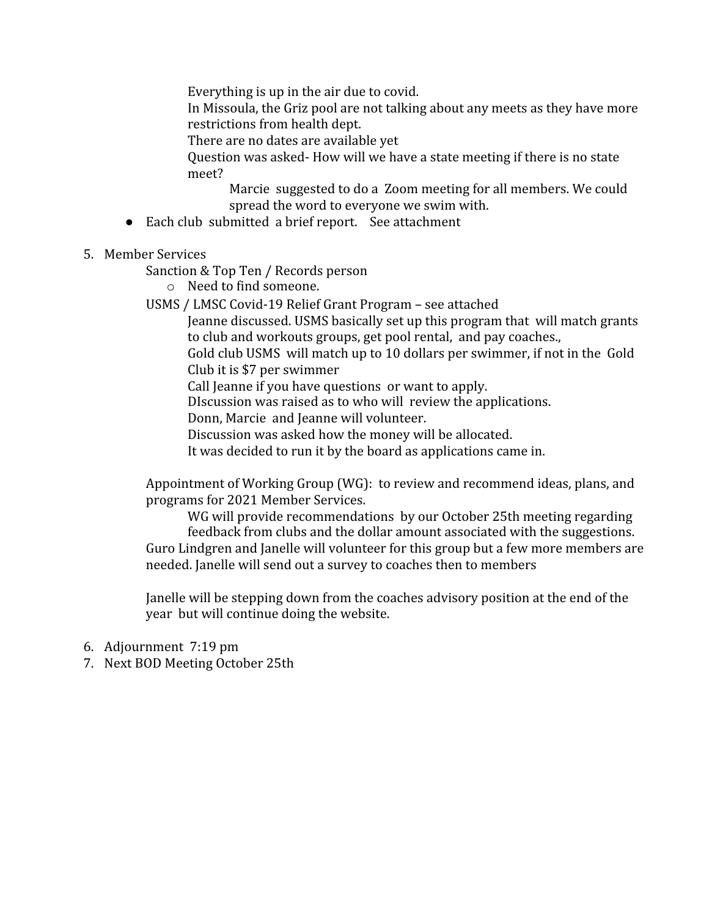Everything is up in the air due to covid.
In Missoula, the Griz pool are not talking about any meets as they have more restrictions from health dept.
There are no dates are available yet
Question was asked- How will we have a state meeting if there is no state meet?
Marcie suggested to do a Zoom meeting for all members. We could spread the word to everyone we swim with.

- Each club submitted a brief report. See attachment

5. Member Services

   Sanction & Top Ten / Records person
   - Need to find someone.

   USMS / LMSC Covid-19 Relief Grant Program – see attached

   Jeanne discussed. USMS basically set up this program that will match grants to club and workouts groups, get pool rental, and pay coaches.,
   Gold club USMS will match up to 10 dollars per swimmer, if not in the Gold Club it is $7 per swimmer
   Call Jeanne if you have questions or want to apply.
   DIscussion was raised as to who will review the applications.
   Donn, Marcie and Jeanne will volunteer.
   Discussion was asked how the money will be allocated.
   It was decided to run it by the board as applications came in.

   Appointment of Working Group (WG): to review and recommend ideas, plans, and programs for 2021 Member Services.

   WG will provide recommendations by our October 25th meeting regarding feedback from clubs and the dollar amount associated with the suggestions.

   Guro Lindgren and Janelle will volunteer for this group but a few more members are needed. Janelle will send out a survey to coaches then to members

   Janelle will be stepping down from the coaches advisory position at the end of the year but will continue doing the website.

6. Adjournment 7:19 pm
7. Next BOD Meeting October 25th